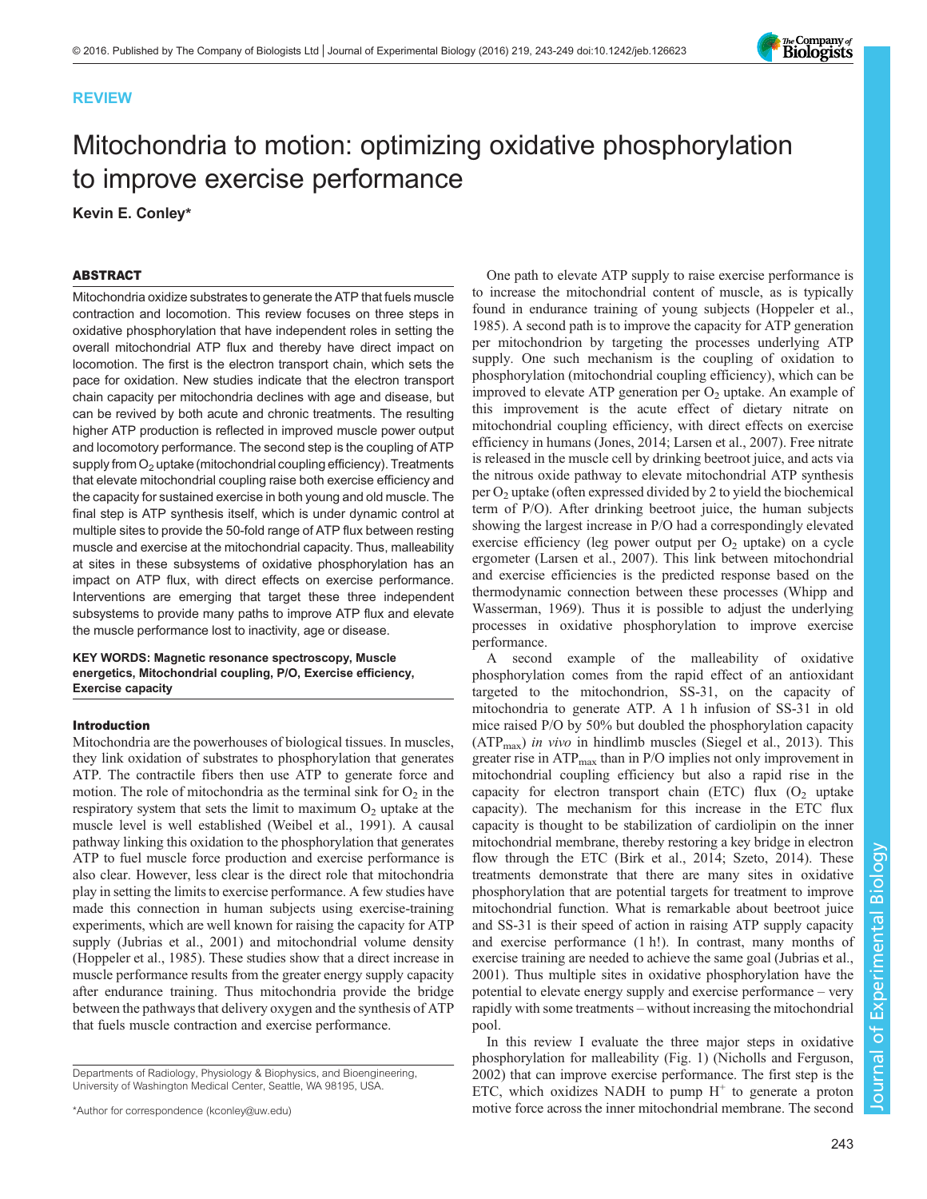REVIEW

# Mitochondria to motion: optimizing oxidative phosphorylation to improve exercise performance

**Kevin E. Conley***

## ABSTRACT

Mitochondria oxidize substrates to generate the ATP that fuels muscle contraction and locomotion. This review focuses on three steps in oxidative phosphorylation that have independent roles in setting the overall mitochondrial ATP flux and thereby have direct impact on locomotion. The first is the electron transport chain, which sets the pace for oxidation. New studies indicate that the electron transport chain capacity per mitochondria declines with age and disease, but can be revived by both acute and chronic treatments. The resulting higher ATP production is reflected in improved muscle power output and locomotory performance. The second step is the coupling of ATP supply from $O_2$ uptake (mitochondrial coupling efficiency). Treatments that elevate mitochondrial coupling raise both exercise efficiency and the capacity for sustained exercise in both young and old muscle. The final step is ATP synthesis itself, which is under dynamic control at multiple sites to provide the 50-fold range of ATP flux between resting muscle and exercise at the mitochondrial capacity. Thus, malleability at sites in these subsystems of oxidative phosphorylation has an impact on ATP flux, with direct effects on exercise performance. Interventions are emerging that target these three independent subsystems to provide many paths to improve ATP flux and elevate the muscle performance lost to inactivity, age or disease.

**KEY WORDS: Magnetic resonance spectroscopy, Muscle energetics, Mitochondrial coupling, P/O, Exercise efficiency, Exercise capacity**

## Introduction

Mitochondria are the powerhouses of biological tissues. In muscles, they link oxidation of substrates to phosphorylation that generates ATP. The contractile fibers then use ATP to generate force and motion. The role of mitochondria as the terminal sink for $O_2$ in the respiratory system that sets the limit to maximum $O_2$ uptake at the muscle level is well established (Weibel et al., 1991). A causal pathway linking this oxidation to the phosphorylation that generates ATP to fuel muscle force production and exercise performance is also clear. However, less clear is the direct role that mitochondria play in setting the limits to exercise performance. A few studies have made this connection in human subjects using exercise-training experiments, which are well known for raising the capacity for ATP supply (Jubrias et al., 2001) and mitochondrial volume density (Hoppeler et al., 1985). These studies show that a direct increase in muscle performance results from the greater energy supply capacity after endurance training. Thus mitochondria provide the bridge between the pathways that delivery oxygen and the synthesis of ATP that fuels muscle contraction and exercise performance.

One path to elevate ATP supply to raise exercise performance is to increase the mitochondrial content of muscle, as is typically found in endurance training of young subjects (Hoppeler et al., 1985). A second path is to improve the capacity for ATP generation per mitochondrion by targeting the processes underlying ATP supply. One such mechanism is the coupling of oxidation to phosphorylation (mitochondrial coupling efficiency), which can be improved to elevate ATP generation per $O_2$ uptake. An example of this improvement is the acute effect of dietary nitrate on mitochondrial coupling efficiency, with direct effects on exercise efficiency in humans (Jones, 2014; Larsen et al., 2007). Free nitrate is released in the muscle cell by drinking beetroot juice, and acts via the nitrous oxide pathway to elevate mitochondrial ATP synthesis per $O_2$ uptake (often expressed divided by 2 to yield the biochemical term of P/O). After drinking beetroot juice, the human subjects showing the largest increase in P/O had a correspondingly elevated exercise efficiency (leg power output per $O_2$ uptake) on a cycle ergometer (Larsen et al., 2007). This link between mitochondrial and exercise efficiencies is the predicted response based on the thermodynamic connection between these processes (Whipp and Wasserman, 1969). Thus it is possible to adjust the underlying processes in oxidative phosphorylation to improve exercise performance.

A second example of the malleability of oxidative phosphorylation comes from the rapid effect of an antioxidant targeted to the mitochondrion, SS-31, on the capacity of mitochondria to generate ATP. A 1 h infusion of SS-31 in old mice raised P/O by 50% but doubled the phosphorylation capacity ($ATP_{max}$) *in vivo* in hindlimb muscles (Siegel et al., 2013). This greater rise in $ATP_{max}$ than in P/O implies not only improvement in mitochondrial coupling efficiency but also a rapid rise in the capacity for electron transport chain (ETC) flux ($O_2$ uptake capacity). The mechanism for this increase in the ETC flux capacity is thought to be stabilization of cardiolipin on the inner mitochondrial membrane, thereby restoring a key bridge in electron flow through the ETC (Birk et al., 2014; Szeto, 2014). These treatments demonstrate that there are many sites in oxidative phosphorylation that are potential targets for treatment to improve mitochondrial function. What is remarkable about beetroot juice and SS-31 is their speed of action in raising ATP supply capacity and exercise performance (1 h!). In contrast, many months of exercise training are needed to achieve the same goal (Jubrias et al., 2001). Thus multiple sites in oxidative phosphorylation have the potential to elevate energy supply and exercise performance – very rapidly with some treatments – without increasing the mitochondrial pool.

In this review I evaluate the three major steps in oxidative phosphorylation for malleability (Fig. 1) (Nicholls and Ferguson, 2002) that can improve exercise performance. The first step is the ETC, which oxidizes NADH to pump $H^+$ to generate a proton motive force across the inner mitochondrial membrane. The second

Departments of Radiology, Physiology & Biophysics, and Bioengineering, University of Washington Medical Center, Seattle, WA 98195, USA.

*Author for correspondence (kconley@uw.edu)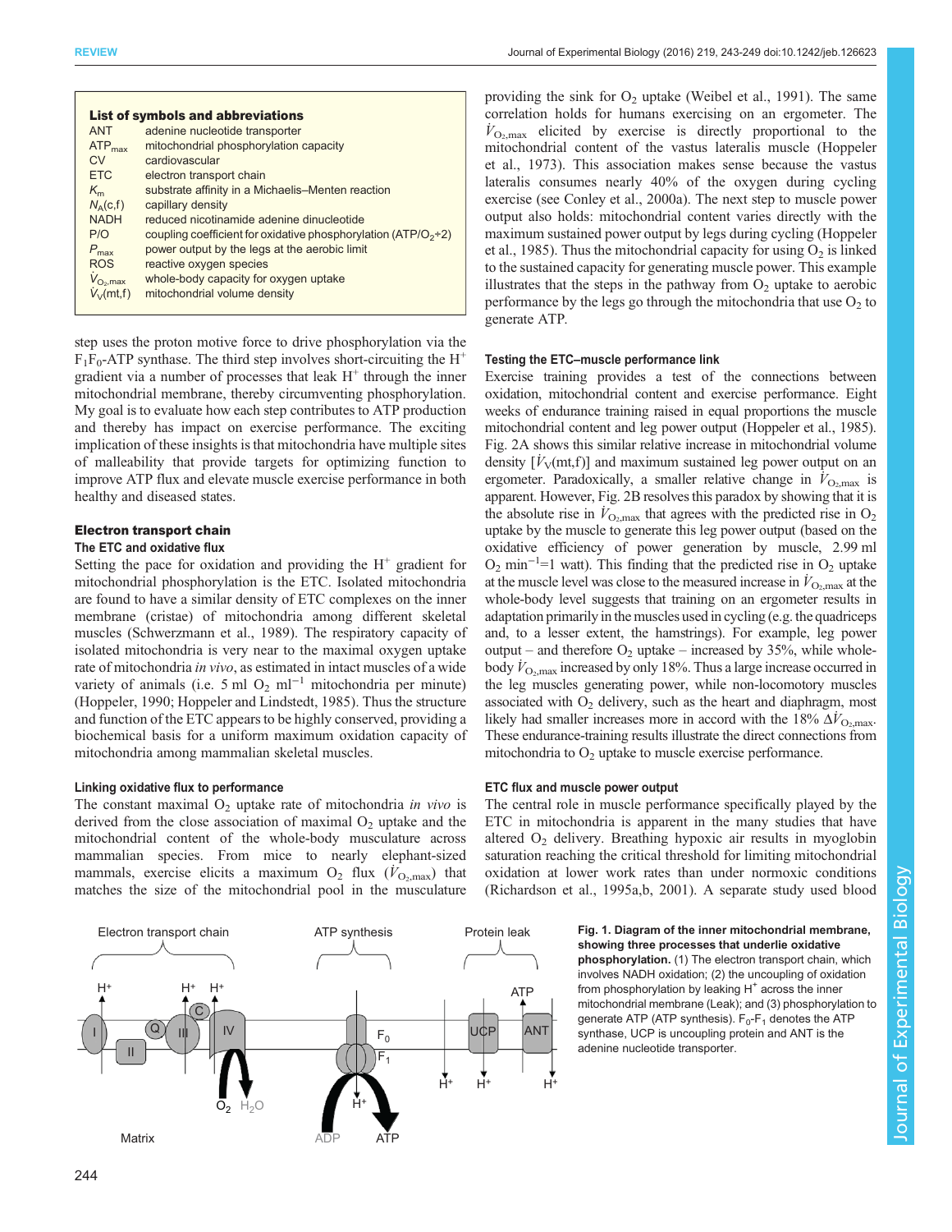**List of symbols and abbreviations**

| | |
|---|---|
| ANT | adenine nucleotide transporter |
| $ATP_{max}$ | mitochondrial phosphorylation capacity |
| CV | cardiovascular |
| ETC | electron transport chain |
| $K_m$ | substrate affinity in a Michaelis–Menten reaction |
| $N_A(c,f)$ | capillary density |
| NADH | reduced nicotinamide adenine dinucleotide |
| P/O | coupling coefficient for oxidative phosphorylation (ATP/$O_2$÷2) |
| $P_{max}$ | power output by the legs at the aerobic limit |
| ROS | reactive oxygen species |
| $\dot{V}_{O_2,max}$ | whole-body capacity for oxygen uptake |
| $\dot{V}_V(mt,f)$ | mitochondrial volume density |

step uses the proton motive force to drive phosphorylation via the $F_1F_0$-ATP synthase. The third step involves short-circuiting the $H^+$ gradient via a number of processes that leak $H^+$ through the inner mitochondrial membrane, thereby circumventing phosphorylation. My goal is to evaluate how each step contributes to ATP production and thereby has impact on exercise performance. The exciting implication of these insights is that mitochondria have multiple sites of malleability that provide targets for optimizing function to improve ATP flux and elevate muscle exercise performance in both healthy and diseased states.

## Electron transport chain

### The ETC and oxidative flux

Setting the pace for oxidation and providing the $H^+$ gradient for mitochondrial phosphorylation is the ETC. Isolated mitochondria are found to have a similar density of ETC complexes on the inner membrane (cristae) of mitochondria among different skeletal muscles (Schwerzmann et al., 1989). The respiratory capacity of isolated mitochondria is very near to the maximal oxygen uptake rate of mitochondria *in vivo*, as estimated in intact muscles of a wide variety of animals (i.e. 5 ml $O_2$ $ml^{-1}$ mitochondria per minute) (Hoppeler, 1990; Hoppeler and Lindstedt, 1985). Thus the structure and function of the ETC appears to be highly conserved, providing a biochemical basis for a uniform maximum oxidation capacity of mitochondria among mammalian skeletal muscles.

### Linking oxidative flux to performance

The constant maximal $O_2$ uptake rate of mitochondria *in vivo* is derived from the close association of maximal $O_2$ uptake and the mitochondrial content of the whole-body musculature across mammalian species. From mice to nearly elephant-sized mammals, exercise elicits a maximum $O_2$ flux ($\dot{V}_{O_2,max}$) that matches the size of the mitochondrial pool in the musculature providing the sink for $O_2$ uptake (Weibel et al., 1991). The same correlation holds for humans exercising on an ergometer. The $\dot{V}_{O_2,max}$ elicited by exercise is directly proportional to the mitochondrial content of the vastus lateralis muscle (Hoppeler et al., 1973). This association makes sense because the vastus lateralis consumes nearly 40% of the oxygen during cycling exercise (see Conley et al., 2000a). The next step to muscle power output also holds: mitochondrial content varies directly with the maximum sustained power output by legs during cycling (Hoppeler et al., 1985). Thus the mitochondrial capacity for using $O_2$ is linked to the sustained capacity for generating muscle power. This example illustrates that the steps in the pathway from $O_2$ uptake to aerobic performance by the legs go through the mitochondria that use $O_2$ to generate ATP.

### Testing the ETC–muscle performance link

Exercise training provides a test of the connections between oxidation, mitochondrial content and exercise performance. Eight weeks of endurance training raised in equal proportions the muscle mitochondrial content and leg power output (Hoppeler et al., 1985). Fig. 2A shows this similar relative increase in mitochondrial volume density [$\dot{V}_V(mt,f)$] and maximum sustained leg power output on an ergometer. Paradoxically, a smaller relative change in $\dot{V}_{O_2,max}$ is apparent. However, Fig. 2B resolves this paradox by showing that it is the absolute rise in $\dot{V}_{O_2,max}$ that agrees with the predicted rise in $O_2$ uptake by the muscle to generate this leg power output (based on the oxidative efficiency of power generation by muscle, 2.99 ml $O_2$ $min^{-1}$=1 watt). This finding that the predicted rise in $O_2$ uptake at the muscle level was close to the measured increase in $\dot{V}_{O_2,max}$ at the whole-body level suggests that training on an ergometer results in adaptation primarily in the muscles used in cycling (e.g. the quadriceps and, to a lesser extent, the hamstrings). For example, leg power output – and therefore $O_2$ uptake – increased by 35%, while whole-body $\dot{V}_{O_2,max}$ increased by only 18%. Thus a large increase occurred in the leg muscles generating power, while non-locomotory muscles associated with $O_2$ delivery, such as the heart and diaphragm, most likely had smaller increases more in accord with the 18% $\Delta\dot{V}_{O_2,max}$. These endurance-training results illustrate the direct connections from mitochondria to $O_2$ uptake to muscle exercise performance.

### ETC flux and muscle power output

The central role in muscle performance specifically played by the ETC in mitochondria is apparent in the many studies that have altered $O_2$ delivery. Breathing hypoxic air results in myoglobin saturation reaching the critical threshold for limiting mitochondrial oxidation at lower work rates than under normoxic conditions (Richardson et al., 1995a,b, 2001). A separate study used blood

**Fig. 1. Diagram of the inner mitochondrial membrane, showing three processes that underlie oxidative phosphorylation.** (1) The electron transport chain, which involves NADH oxidation; (2) the uncoupling of oxidation from phosphorylation by leaking $H^+$ across the inner mitochondrial membrane (Leak); and (3) phosphorylation to generate ATP (ATP synthesis). $F_0$-$F_1$ denotes the ATP synthase, UCP is uncoupling protein and ANT is the adenine nucleotide transporter.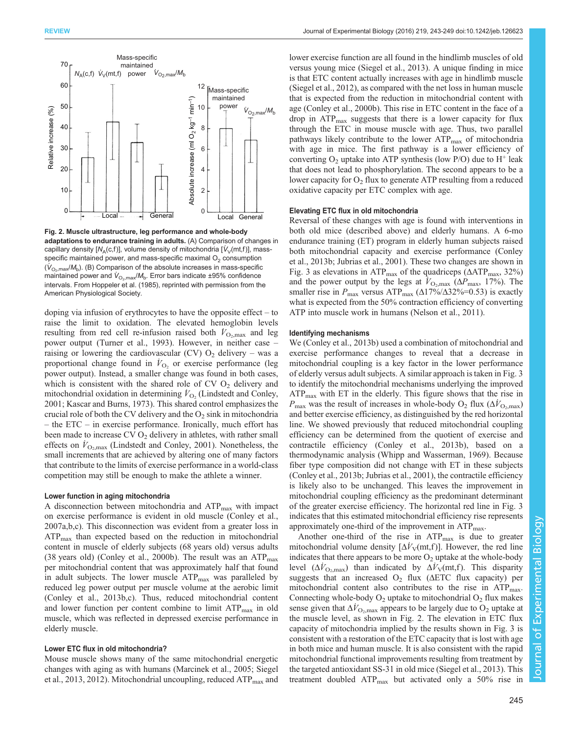**Fig. 2. Muscle ultrastructure, leg performance and whole-body adaptations to endurance training in adults.** (A) Comparison of changes in capillary density [$N_A$(c,f)], volume density of mitochondria [$\dot{V}_V$(mt,f)], mass-specific maintained power, and mass-specific maximal $O_2$ consumption ($\dot{V}_{O_2,max}/M_b$). (B) Comparison of the absolute increases in mass-specific maintained power and $\dot{V}_{O_2,max}/M_b$. Error bars indicate ±95% confidence intervals. From Hoppeler et al. (1985), reprinted with permission from the American Physiological Society.

doping via infusion of erythrocytes to have the opposite effect – to raise the limit to oxidation. The elevated hemoglobin levels resulting from red cell re-infusion raised both $\dot{V}_{O_2,max}$ and leg power output (Turner et al., 1993). However, in neither case – raising or lowering the cardiovascular (CV) $O_2$ delivery – was a proportional change found in $\dot{V}_{O_2}$ or exercise performance (leg power output). Instead, a smaller change was found in both cases, which is consistent with the shared role of CV $O_2$ delivery and mitochondrial oxidation in determining $\dot{V}_{O_2}$ (Lindstedt and Conley, 2001; Kascar and Burns, 1973). This shared control emphasizes the crucial role of both the CV delivery and the $O_2$ sink in mitochondria – the ETC – in exercise performance. Ironically, much effort has been made to increase CV $O_2$ delivery in athletes, with rather small effects on $\dot{V}_{O_2,max}$ (Lindstedt and Conley, 2001). Nonetheless, the small increments that are achieved by altering one of many factors that contribute to the limits of exercise performance in a world-class competition may still be enough to make the athlete a winner.

### Lower function in aging mitochondria

A disconnection between mitochondria and $ATP_{max}$ with impact on exercise performance is evident in old muscle (Conley et al., 2007a,b,c). This disconnection was evident from a greater loss in $ATP_{max}$ than expected based on the reduction in mitochondrial content in muscle of elderly subjects (68 years old) versus adults (38 years old) (Conley et al., 2000b). The result was an $ATP_{max}$ per mitochondrial content that was approximately half that found in adult subjects. The lower muscle $ATP_{max}$ was paralleled by reduced leg power output per muscle volume at the aerobic limit (Conley et al., 2013b,c). Thus, reduced mitochondrial content and lower function per content combine to limit $ATP_{max}$ in old muscle, which was reflected in depressed exercise performance in elderly muscle.

### Lower ETC flux in old mitochondria?

Mouse muscle shows many of the same mitochondrial energetic changes with aging as with humans (Marcinek et al., 2005; Siegel et al., 2013, 2012). Mitochondrial uncoupling, reduced $ATP_{max}$ and lower exercise function are all found in the hindlimb muscles of old versus young mice (Siegel et al., 2013). A unique finding in mice is that ETC content actually increases with age in hindlimb muscle (Siegel et al., 2012), as compared with the net loss in human muscle that is expected from the reduction in mitochondrial content with age (Conley et al., 2000b). This rise in ETC content in the face of a drop in $ATP_{max}$ suggests that there is a lower capacity for flux through the ETC in mouse muscle with age. Thus, two parallel pathways likely contribute to the lower $ATP_{max}$ of mitochondria with age in mice. The first pathway is a lower efficiency of converting $O_2$ uptake into ATP synthesis (low P/O) due to $H^+$ leak that does not lead to phosphorylation. The second appears to be a lower capacity for $O_2$ flux to generate ATP resulting from a reduced oxidative capacity per ETC complex with age.

### Elevating ETC flux in old mitochondria

Reversal of these changes with age is found with interventions in both old mice (described above) and elderly humans. A 6-mo endurance training (ET) program in elderly human subjects raised both mitochondrial capacity and exercise performance (Conley et al., 2013b; Jubrias et al., 2001). These two changes are shown in Fig. 3 as elevations in $ATP_{max}$ of the quadriceps ($\Delta ATP_{max}$, 32%) and the power output by the legs at $\dot{V}_{O_2,max}$ ($\Delta P_{max}$, 17%). The smaller rise in $P_{max}$ versus $ATP_{max}$ ($\Delta 17\%/\Delta 32\%=0.53$) is exactly what is expected from the 50% contraction efficiency of converting ATP into muscle work in humans (Nelson et al., 2011).

### Identifying mechanisms

We (Conley et al., 2013b) used a combination of mitochondrial and exercise performance changes to reveal that a decrease in mitochondrial coupling is a key factor in the lower performance of elderly versus adult subjects. A similar approach is taken in Fig. 3 to identify the mitochondrial mechanisms underlying the improved $ATP_{max}$ with ET in the elderly. This figure shows that the rise in $P_{max}$ was the result of increases in whole-body $O_2$ flux ($\Delta\dot{V}_{O_2,max}$) and better exercise efficiency, as distinguished by the red horizontal line. We showed previously that reduced mitochondrial coupling efficiency can be determined from the quotient of exercise and contractile efficiency (Conley et al., 2013b), based on a thermodynamic analysis (Whipp and Wasserman, 1969). Because fiber type composition did not change with ET in these subjects (Conley et al., 2013b; Jubrias et al., 2001), the contractile efficiency is likely also to be unchanged. This leaves the improvement in mitochondrial coupling efficiency as the predominant determinant of the greater exercise efficiency. The horizontal red line in Fig. 3 indicates that this estimated mitochondrial efficiency rise represents approximately one-third of the improvement in $ATP_{max}$.

Another one-third of the rise in $ATP_{max}$ is due to greater mitochondrial volume density [$\Delta\dot{V}_V$(mt,f)]. However, the red line indicates that there appears to be more $O_2$ uptake at the whole-body level ($\Delta\dot{V}_{O_2,max}$) than indicated by $\Delta\dot{V}_V$(mt,f). This disparity suggests that an increased $O_2$ flux (ΔETC flux capacity) per mitochondrial content also contributes to the rise in $ATP_{max}$. Connecting whole-body $O_2$ uptake to mitochondrial $O_2$ flux makes sense given that $\Delta\dot{V}_{O_2,max}$ appears to be largely due to $O_2$ uptake at the muscle level, as shown in Fig. 2. The elevation in ETC flux capacity of mitochondria implied by the results shown in Fig. 3 is consistent with a restoration of the ETC capacity that is lost with age in both mice and human muscle. It is also consistent with the rapid mitochondrial functional improvements resulting from treatment by the targeted antioxidant SS-31 in old mice (Siegel et al., 2013). This treatment doubled $ATP_{max}$ but activated only a 50% rise in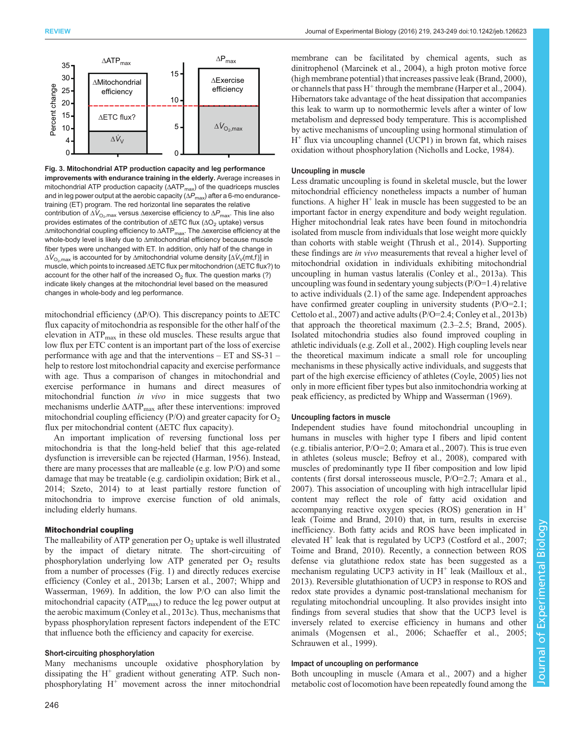**Fig. 3. Mitochondrial ATP production capacity and leg performance improvements with endurance training in the elderly.** Average increases in mitochondrial ATP production capacity ($\Delta ATP_{max}$) of the quadriceps muscles and in leg power output at the aerobic capacity ($\Delta P_{max}$) after a 6-mo endurance-training (ET) program. The red horizontal line separates the relative contribution of $\Delta \dot{V}_{O_2,max}$ versus $\Delta$exercise efficiency to $\Delta P_{max}$. This line also provides estimates of the contribution of $\Delta$ETC flux ($\Delta O_2$ uptake) versus $\Delta$mitochondrial coupling efficiency to $\Delta ATP_{max}$. The $\Delta$exercise efficiency at the whole-body level is likely due to $\Delta$mitochondrial efficiency because muscle fiber types were unchanged with ET. In addition, only half of the change in $\Delta \dot{V}_{O_2,max}$ is accounted for by $\Delta$mitochondrial volume density [$\Delta \dot{V}_V$(mt,f)] in muscle, which points to increased $\Delta$ETC flux per mitochondrion ($\Delta$ETC flux?) to account for the other half of the increased $O_2$ flux. The question marks (?) indicate likely changes at the mitochondrial level based on the measured changes in whole-body and leg performance.

mitochondrial efficiency ($\Delta$P/O). This discrepancy points to $\Delta$ETC flux capacity of mitochondria as responsible for the other half of the elevation in $ATP_{max}$ in these old muscles. These results argue that low flux per ETC content is an important part of the loss of exercise performance with age and that the interventions – ET and SS-31 – help to restore lost mitochondrial capacity and exercise performance with age. Thus a comparison of changes in mitochondrial and exercise performance in humans and direct measures of mitochondrial function *in vivo* in mice suggests that two mechanisms underlie $\Delta ATP_{max}$ after these interventions: improved mitochondrial coupling efficiency (P/O) and greater capacity for $O_2$ flux per mitochondrial content ($\Delta$ETC flux capacity).

An important implication of reversing functional loss per mitochondria is that the long-held belief that this age-related dysfunction is irreversible can be rejected (Harman, 1956). Instead, there are many processes that are malleable (e.g. low P/O) and some damage that may be treatable (e.g. cardiolipin oxidation; Birk et al., 2014; Szeto, 2014) to at least partially restore function of mitochondria to improve exercise function of old animals, including elderly humans.

## Mitochondrial coupling

The malleability of ATP generation per $O_2$ uptake is well illustrated by the impact of dietary nitrate. The short-circuiting of phosphorylation underlying low ATP generated per $O_2$ results from a number of processes (Fig. 1) and directly reduces exercise efficiency (Conley et al., 2013b; Larsen et al., 2007; Whipp and Wasserman, 1969). In addition, the low P/O can also limit the mitochondrial capacity ($ATP_{max}$) to reduce the leg power output at the aerobic maximum (Conley et al., 2013c). Thus, mechanisms that bypass phosphorylation represent factors independent of the ETC that influence both the efficiency and capacity for exercise.

### Short-circuiting phosphorylation

Many mechanisms uncouple oxidative phosphorylation by dissipating the $H^+$ gradient without generating ATP. Such non-phosphorylating $H^+$ movement across the inner mitochondrial membrane can be facilitated by chemical agents, such as dinitrophenol (Marcinek et al., 2004), a high proton motive force (high membrane potential) that increases passive leak (Brand, 2000), or channels that pass $H^+$ through the membrane (Harper et al., 2004). Hibernators take advantage of the heat dissipation that accompanies this leak to warm up to normothermic levels after a winter of low metabolism and depressed body temperature. This is accomplished by active mechanisms of uncoupling using hormonal stimulation of $H^+$ flux via uncoupling channel (UCP1) in brown fat, which raises oxidation without phosphorylation (Nicholls and Locke, 1984).

### Uncoupling in muscle

Less dramatic uncoupling is found in skeletal muscle, but the lower mitochondrial efficiency nonetheless impacts a number of human functions. A higher $H^+$ leak in muscle has been suggested to be an important factor in energy expenditure and body weight regulation. Higher mitochondrial leak rates have been found in mitochondria isolated from muscle from individuals that lose weight more quickly than cohorts with stable weight (Thrush et al., 2014). Supporting these findings are *in vivo* measurements that reveal a higher level of mitochondrial oxidation in individuals exhibiting mitochondrial uncoupling in human vastus lateralis (Conley et al., 2013a). This uncoupling was found in sedentary young subjects (P/O=1.4) relative to active individuals (2.1) of the same age. Independent approaches have confirmed greater coupling in university students (P/O=2.1; Cettolo et al., 2007) and active adults (P/O=2.4; Conley et al., 2013b) that approach the theoretical maximum (2.3–2.5; Brand, 2005). Isolated mitochondria studies also found improved coupling in athletic individuals (e.g. Zoll et al., 2002). High coupling levels near the theoretical maximum indicate a small role for uncoupling mechanisms in these physically active individuals, and suggests that part of the high exercise efficiency of athletes (Coyle, 2005) lies not only in more efficient fiber types but also inmitochondria working at peak efficiency, as predicted by Whipp and Wasserman (1969).

### Uncoupling factors in muscle

Independent studies have found mitochondrial uncoupling in humans in muscles with higher type I fibers and lipid content (e.g. tibialis anterior, P/O=2.0; Amara et al., 2007). This is true even in athletes (soleus muscle; Befroy et al., 2008), compared with muscles of predominantly type II fiber composition and low lipid contents (first dorsal interosseus muscle, P/O=2.7; Amara et al., 2007). This association of uncoupling with high intracellular lipid content may reflect the role of fatty acid oxidation and accompanying reactive oxygen species (ROS) generation in $H^+$ leak (Toime and Brand, 2010) that, in turn, results in exercise inefficiency. Both fatty acids and ROS have been implicated in elevated $H^+$ leak that is regulated by UCP3 (Costford et al., 2007; Toime and Brand, 2010). Recently, a connection between ROS defense via glutathione redox state has been suggested as a mechanism regulating UCP3 activity in $H^+$ leak (Mailloux et al., 2013). Reversible glutathionation of UCP3 in response to ROS and redox state provides a dynamic post-translational mechanism for regulating mitochondrial uncoupling. It also provides insight into findings from several studies that show that the UCP3 level is inversely related to exercise efficiency in humans and other animals (Mogensen et al., 2006; Schaeffer et al., 2005; Schrauwen et al., 1999).

### Impact of uncoupling on performance

Both uncoupling in muscle (Amara et al., 2007) and a higher metabolic cost of locomotion have been repeatedly found among the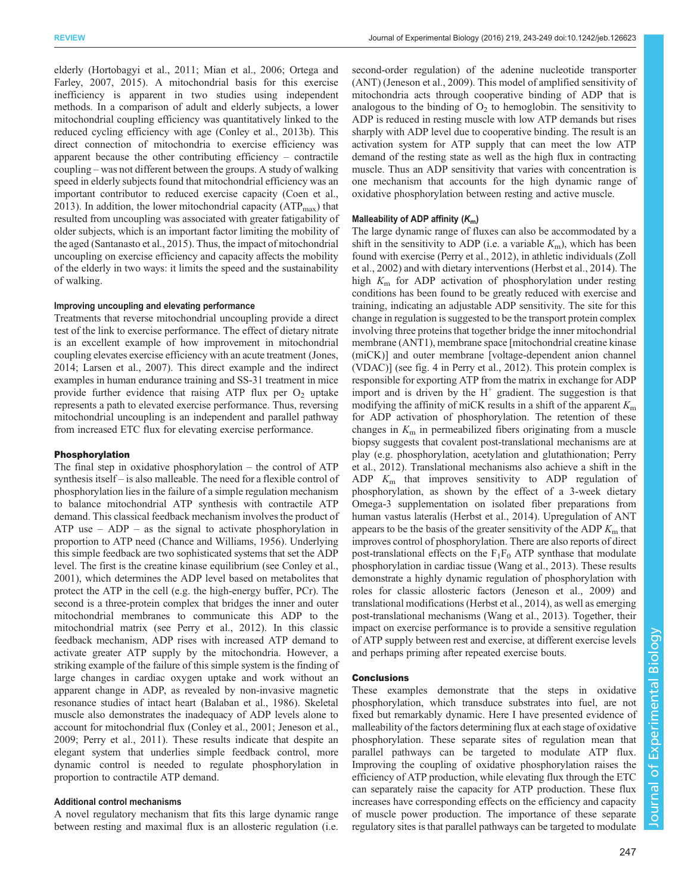elderly (Hortobagyi et al., 2011; Mian et al., 2006; Ortega and Farley, 2007, 2015). A mitochondrial basis for this exercise inefficiency is apparent in two studies using independent methods. In a comparison of adult and elderly subjects, a lower mitochondrial coupling efficiency was quantitatively linked to the reduced cycling efficiency with age (Conley et al., 2013b). This direct connection of mitochondria to exercise efficiency was apparent because the other contributing efficiency – contractile coupling – was not different between the groups. A study of walking speed in elderly subjects found that mitochondrial efficiency was an important contributor to reduced exercise capacity (Coen et al., 2013). In addition, the lower mitochondrial capacity ($ATP_{max}$) that resulted from uncoupling was associated with greater fatigability of older subjects, which is an important factor limiting the mobility of the aged (Santanasto et al., 2015). Thus, the impact of mitochondrial uncoupling on exercise efficiency and capacity affects the mobility of the elderly in two ways: it limits the speed and the sustainability of walking.

#### Improving uncoupling and elevating performance

Treatments that reverse mitochondrial uncoupling provide a direct test of the link to exercise performance. The effect of dietary nitrate is an excellent example of how improvement in mitochondrial coupling elevates exercise efficiency with an acute treatment (Jones, 2014; Larsen et al., 2007). This direct example and the indirect examples in human endurance training and SS-31 treatment in mice provide further evidence that raising ATP flux per $O_2$ uptake represents a path to elevated exercise performance. Thus, reversing mitochondrial uncoupling is an independent and parallel pathway from increased ETC flux for elevating exercise performance.

### Phosphorylation

The final step in oxidative phosphorylation – the control of ATP synthesis itself – is also malleable. The need for a flexible control of phosphorylation lies in the failure of a simple regulation mechanism to balance mitochondrial ATP synthesis with contractile ATP demand. This classical feedback mechanism involves the product of ATP use – ADP – as the signal to activate phosphorylation in proportion to ATP need (Chance and Williams, 1956). Underlying this simple feedback are two sophisticated systems that set the ADP level. The first is the creatine kinase equilibrium (see Conley et al., 2001), which determines the ADP level based on metabolites that protect the ATP in the cell (e.g. the high-energy buffer, PCr). The second is a three-protein complex that bridges the inner and outer mitochondrial membranes to communicate this ADP to the mitochondrial matrix (see Perry et al., 2012). In this classic feedback mechanism, ADP rises with increased ATP demand to activate greater ATP supply by the mitochondria. However, a striking example of the failure of this simple system is the finding of large changes in cardiac oxygen uptake and work without an apparent change in ADP, as revealed by non-invasive magnetic resonance studies of intact heart (Balaban et al., 1986). Skeletal muscle also demonstrates the inadequacy of ADP levels alone to account for mitochondrial flux (Conley et al., 2001; Jeneson et al., 2009; Perry et al., 2011). These results indicate that despite an elegant system that underlies simple feedback control, more dynamic control is needed to regulate phosphorylation in proportion to contractile ATP demand.

#### Additional control mechanisms

A novel regulatory mechanism that fits this large dynamic range between resting and maximal flux is an allosteric regulation (i.e. second-order regulation) of the adenine nucleotide transporter (ANT) (Jeneson et al., 2009). This model of amplified sensitivity of mitochondria acts through cooperative binding of ADP that is analogous to the binding of $O_2$ to hemoglobin. The sensitivity to ADP is reduced in resting muscle with low ATP demands but rises sharply with ADP level due to cooperative binding. The result is an activation system for ATP supply that can meet the low ATP demand of the resting state as well as the high flux in contracting muscle. Thus an ADP sensitivity that varies with concentration is one mechanism that accounts for the high dynamic range of oxidative phosphorylation between resting and active muscle.

#### Malleability of ADP affinity ($K_m$)

The large dynamic range of fluxes can also be accommodated by a shift in the sensitivity to ADP (i.e. a variable $K_m$), which has been found with exercise (Perry et al., 2012), in athletic individuals (Zoll et al., 2002) and with dietary interventions (Herbst et al., 2014). The high $K_m$ for ADP activation of phosphorylation under resting conditions has been found to be greatly reduced with exercise and training, indicating an adjustable ADP sensitivity. The site for this change in regulation is suggested to be the transport protein complex involving three proteins that together bridge the inner mitochondrial membrane (ANT1), membrane space [mitochondrial creatine kinase (miCK)] and outer membrane [voltage-dependent anion channel (VDAC)] (see fig. 4 in Perry et al., 2012). This protein complex is responsible for exporting ATP from the matrix in exchange for ADP import and is driven by the $H^+$ gradient. The suggestion is that modifying the affinity of miCK results in a shift of the apparent $K_m$ for ADP activation of phosphorylation. The retention of these changes in $K_m$ in permeabilized fibers originating from a muscle biopsy suggests that covalent post-translational mechanisms are at play (e.g. phosphorylation, acetylation and glutathionation; Perry et al., 2012). Translational mechanisms also achieve a shift in the ADP $K_m$ that improves sensitivity to ADP regulation of phosphorylation, as shown by the effect of a 3-week dietary Omega-3 supplementation on isolated fiber preparations from human vastus lateralis (Herbst et al., 2014). Upregulation of ANT appears to be the basis of the greater sensitivity of the ADP $K_m$ that improves control of phosphorylation. There are also reports of direct post-translational effects on the $F_1F_0$ ATP synthase that modulate phosphorylation in cardiac tissue (Wang et al., 2013). These results demonstrate a highly dynamic regulation of phosphorylation with roles for classic allosteric factors (Jeneson et al., 2009) and translational modifications (Herbst et al., 2014), as well as emerging post-translational mechanisms (Wang et al., 2013). Together, their impact on exercise performance is to provide a sensitive regulation of ATP supply between rest and exercise, at different exercise levels and perhaps priming after repeated exercise bouts.

### Conclusions

These examples demonstrate that the steps in oxidative phosphorylation, which transduce substrates into fuel, are not fixed but remarkably dynamic. Here I have presented evidence of malleability of the factors determining flux at each stage of oxidative phosphorylation. These separate sites of regulation mean that parallel pathways can be targeted to modulate ATP flux. Improving the coupling of oxidative phosphorylation raises the efficiency of ATP production, while elevating flux through the ETC can separately raise the capacity for ATP production. These flux increases have corresponding effects on the efficiency and capacity of muscle power production. The importance of these separate regulatory sites is that parallel pathways can be targeted to modulate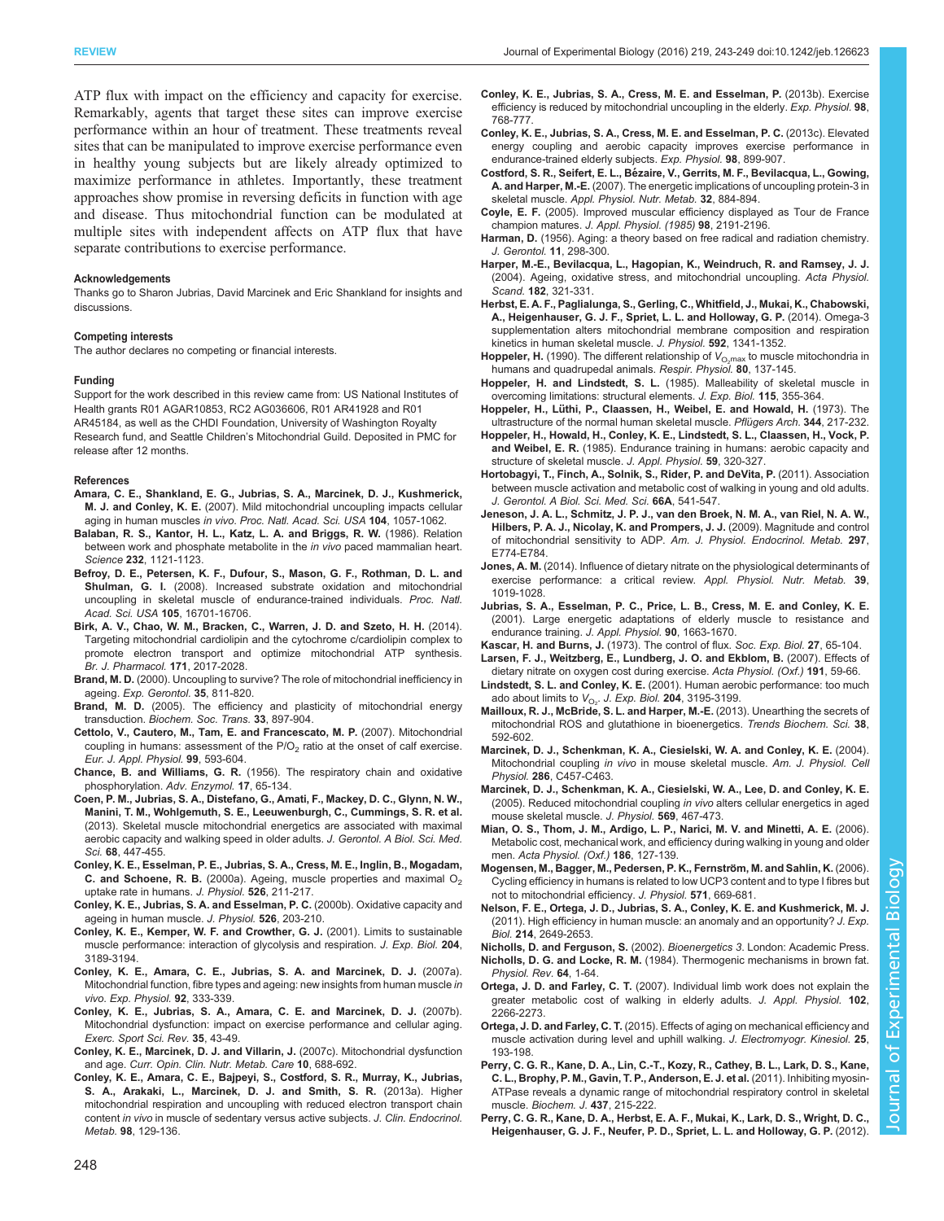ATP flux with impact on the efficiency and capacity for exercise. Remarkably, agents that target these sites can improve exercise performance within an hour of treatment. These treatments reveal sites that can be manipulated to improve exercise performance even in healthy young subjects but are likely already optimized to maximize performance in athletes. Importantly, these treatment approaches show promise in reversing deficits in function with age and disease. Thus mitochondrial function can be modulated at multiple sites with independent affects on ATP flux that have separate contributions to exercise performance.

#### Acknowledgements

Thanks go to Sharon Jubrias, David Marcinek and Eric Shankland for insights and discussions.

#### Competing interests

The author declares no competing or financial interests.

#### Funding

Support for the work described in this review came from: US National Institutes of Health grants R01 AGAR10853, RC2 AG036606, R01 AR41928 and R01 AR45184, as well as the CHDI Foundation, University of Washington Royalty Research fund, and Seattle Children's Mitochondrial Guild. Deposited in PMC for release after 12 months.

#### References

**Amara, C. E., Shankland, E. G., Jubrias, S. A., Marcinek, D. J., Kushmerick, M. J. and Conley, K. E.** (2007). Mild mitochondrial uncoupling impacts cellular aging in human muscles *in vivo*. *Proc. Natl. Acad. Sci. USA* **104**, 1057-1062.

**Balaban, R. S., Kantor, H. L., Katz, L. A. and Briggs, R. W.** (1986). Relation between work and phosphate metabolite in the *in vivo* paced mammalian heart. *Science* **232**, 1121-1123.

**Befroy, D. E., Petersen, K. F., Dufour, S., Mason, G. F., Rothman, D. L. and Shulman, G. I.** (2008). Increased substrate oxidation and mitochondrial uncoupling in skeletal muscle of endurance-trained individuals. *Proc. Natl. Acad. Sci. USA* **105**, 16701-16706.

**Birk, A. V., Chao, W. M., Bracken, C., Warren, J. D. and Szeto, H. H.** (2014). Targeting mitochondrial cardiolipin and the cytochrome c/cardiolipin complex to promote electron transport and optimize mitochondrial ATP synthesis. *Br. J. Pharmacol.* **171**, 2017-2028.

**Brand, M. D.** (2000). Uncoupling to survive? The role of mitochondrial inefficiency in ageing. *Exp. Gerontol.* **35**, 811-820.

**Brand, M. D.** (2005). The efficiency and plasticity of mitochondrial energy transduction. *Biochem. Soc. Trans.* **33**, 897-904.

**Cettolo, V., Cautero, M., Tam, E. and Francescato, M. P.** (2007). Mitochondrial coupling in humans: assessment of the P/$O_2$ ratio at the onset of calf exercise. *Eur. J. Appl. Physiol.* **99**, 593-604.

**Chance, B. and Williams, G. R.** (1956). The respiratory chain and oxidative phosphorylation. *Adv. Enzymol.* **17**, 65-134.

**Coen, P. M., Jubrias, S. A., Distefano, G., Amati, F., Mackey, D. C., Glynn, N. W., Manini, T. M., Wohlgemuth, S. E., Leeuwenburgh, C., Cummings, S. R. et al.** (2013). Skeletal muscle mitochondrial energetics are associated with maximal aerobic capacity and walking speed in older adults. *J. Gerontol. A Biol. Sci. Med. Sci.* **68**, 447-455.

**Conley, K. E., Esselman, P. E., Jubrias, S. A., Cress, M. E., Inglin, B., Mogadam, C. and Schoene, R. B.** (2000a). Ageing, muscle properties and maximal $O_2$ uptake rate in humans. *J. Physiol.* **526**, 211-217.

**Conley, K. E., Jubrias, S. A. and Esselman, P. C.** (2000b). Oxidative capacity and ageing in human muscle. *J. Physiol.* **526**, 203-210.

**Conley, K. E., Kemper, W. F. and Crowther, G. J.** (2001). Limits to sustainable muscle performance: interaction of glycolysis and respiration. *J. Exp. Biol.* **204**, 3189-3194.

**Conley, K. E., Amara, C. E., Jubrias, S. A. and Marcinek, D. J.** (2007a). Mitochondrial function, fibre types and ageing: new insights from human muscle *in vivo*. *Exp. Physiol.* **92**, 333-339.

**Conley, K. E., Jubrias, S. A., Amara, C. E. and Marcinek, D. J.** (2007b). Mitochondrial dysfunction: impact on exercise performance and cellular aging. *Exerc. Sport Sci. Rev.* **35**, 43-49.

**Conley, K. E., Marcinek, D. J. and Villarin, J.** (2007c). Mitochondrial dysfunction and age. *Curr. Opin. Clin. Nutr. Metab. Care* **10**, 688-692.

**Conley, K. E., Amara, C. E., Bajpeyi, S., Costford, S. R., Murray, K., Jubrias, S. A., Arakaki, L., Marcinek, D. J. and Smith, S. R.** (2013a). Higher mitochondrial respiration and uncoupling with reduced electron transport chain content *in vivo* in muscle of sedentary versus active subjects. *J. Clin. Endocrinol. Metab.* **98**, 129-136.

**Conley, K. E., Jubrias, S. A., Cress, M. E. and Esselman, P.** (2013b). Exercise efficiency is reduced by mitochondrial uncoupling in the elderly. *Exp. Physiol.* **98**, 768-777.

**Conley, K. E., Jubrias, S. A., Cress, M. E. and Esselman, P. C.** (2013c). Elevated energy coupling and aerobic capacity improves exercise performance in endurance-trained elderly subjects. *Exp. Physiol.* **98**, 899-907.

**Costford, S. R., Seifert, E. L., Bézaire, V., Gerrits, M. F., Bevilacqua, L., Gowing, A. and Harper, M.-E.** (2007). The energetic implications of uncoupling protein-3 in skeletal muscle. *Appl. Physiol. Nutr. Metab.* **32**, 884-894.

**Coyle, E. F.** (2005). Improved muscular efficiency displayed as Tour de France champion matures. *J. Appl. Physiol. (1985)* **98**, 2191-2196.

**Harman, D.** (1956). Aging: a theory based on free radical and radiation chemistry. *J. Gerontol.* **11**, 298-300.

**Harper, M.-E., Bevilacqua, L., Hagopian, K., Weindruch, R. and Ramsey, J. J.** (2004). Ageing, oxidative stress, and mitochondrial uncoupling. *Acta Physiol. Scand.* **182**, 321-331.

**Herbst, E. A. F., Paglialunga, S., Gerling, C., Whitfield, J., Mukai, K., Chabowski, A., Heigenhauser, G. J. F., Spriet, L. L. and Holloway, G. P.** (2014). Omega-3 supplementation alters mitochondrial membrane composition and respiration kinetics in human skeletal muscle. *J. Physiol.* **592**, 1341-1352.

**Hoppeler, H.** (1990). The different relationship of $V_{O_2max}$ to muscle mitochondria in humans and quadrupedal animals. *Respir. Physiol.* **80**, 137-145.

**Hoppeler, H. and Lindstedt, S. L.** (1985). Malleability of skeletal muscle in overcoming limitations: structural elements. *J. Exp. Biol.* **115**, 355-364.

**Hoppeler, H., Lüthi, P., Claassen, H., Weibel, E. and Howald, H.** (1973). The ultrastructure of the normal human skeletal muscle. *Pflügers Arch.* **344**, 217-232.

**Hoppeler, H., Howald, H., Conley, K. E., Lindstedt, S. L., Claassen, H., Vock, P. and Weibel, E. R.** (1985). Endurance training in humans: aerobic capacity and structure of skeletal muscle. *J. Appl. Physiol.* **59**, 320-327.

**Hortobagyi, T., Finch, A., Solnik, S., Rider, P. and DeVita, P.** (2011). Association between muscle activation and metabolic cost of walking in young and old adults. *J. Gerontol. A Biol. Sci. Med. Sci.* **66A**, 541-547.

**Jeneson, J. A. L., Schmitz, J. P. J., van den Broek, N. M. A., van Riel, N. A. W., Hilbers, P. A. J., Nicolay, K. and Prompers, J. J.** (2009). Magnitude and control of mitochondrial sensitivity to ADP. *Am. J. Physiol. Endocrinol. Metab.* **297**, E774-E784.

**Jones, A. M.** (2014). Influence of dietary nitrate on the physiological determinants of exercise performance: a critical review. *Appl. Physiol. Nutr. Metab.* **39**, 1019-1028.

**Jubrias, S. A., Esselman, P. C., Price, L. B., Cress, M. E. and Conley, K. E.** (2001). Large energetic adaptations of elderly muscle to resistance and endurance training. *J. Appl. Physiol.* **90**, 1663-1670.

**Kascar, H. and Burns, J.** (1973). The control of flux. *Soc. Exp. Biol.* **27**, 65-104.

**Larsen, F. J., Weitzberg, E., Lundberg, J. O. and Ekblom, B.** (2007). Effects of dietary nitrate on oxygen cost during exercise. *Acta Physiol. (Oxf.)* **191**, 59-66.

**Lindstedt, S. L. and Conley, K. E.** (2001). Human aerobic performance: too much ado about limits to $V_{O_2}$. *J. Exp. Biol.* **204**, 3195-3199.

**Mailloux, R. J., McBride, S. L. and Harper, M.-E.** (2013). Unearthing the secrets of mitochondrial ROS and glutathione in bioenergetics. *Trends Biochem. Sci.* **38**, 592-602.

**Marcinek, D. J., Schenkman, K. A., Ciesielski, W. A. and Conley, K. E.** (2004). Mitochondrial coupling *in vivo* in mouse skeletal muscle. *Am. J. Physiol. Cell Physiol.* **286**, C457-C463.

**Marcinek, D. J., Schenkman, K. A., Ciesielski, W. A., Lee, D. and Conley, K. E.** (2005). Reduced mitochondrial coupling *in vivo* alters cellular energetics in aged mouse skeletal muscle. *J. Physiol.* **569**, 467-473.

**Mian, O. S., Thom, J. M., Ardigo, L. P., Narici, M. V. and Minetti, A. E.** (2006). Metabolic cost, mechanical work, and efficiency during walking in young and older men. *Acta Physiol. (Oxf.)* **186**, 127-139.

**Mogensen, M., Bagger, M., Pedersen, P. K., Fernström, M. and Sahlin, K.** (2006). Cycling efficiency in humans is related to low UCP3 content and to type I fibres but not to mitochondrial efficiency. *J. Physiol.* **571**, 669-681.

**Nelson, F. E., Ortega, J. D., Jubrias, S. A., Conley, K. E. and Kushmerick, M. J.** (2011). High efficiency in human muscle: an anomaly and an opportunity? *J. Exp. Biol.* **214**, 2649-2653.

**Nicholls, D. and Ferguson, S.** (2002). *Bioenergetics 3*. London: Academic Press.

**Nicholls, D. G. and Locke, R. M.** (1984). Thermogenic mechanisms in brown fat. *Physiol. Rev.* **64**, 1-64.

**Ortega, J. D. and Farley, C. T.** (2007). Individual limb work does not explain the greater metabolic cost of walking in elderly adults. *J. Appl. Physiol.* **102**, 2266-2273.

**Ortega, J. D. and Farley, C. T.** (2015). Effects of aging on mechanical efficiency and muscle activation during level and uphill walking. *J. Electromyogr. Kinesiol.* **25**, 193-198.

**Perry, C. G. R., Kane, D. A., Lin, C.-T., Kozy, R., Cathey, B. L., Lark, D. S., Kane, C. L., Brophy, P. M., Gavin, T. P., Anderson, E. J. et al.** (2011). Inhibiting myosin-ATPase reveals a dynamic range of mitochondrial respiratory control in skeletal muscle. *Biochem. J.* **437**, 215-222.

**Perry, C. G. R., Kane, D. A., Herbst, E. A. F., Mukai, K., Lark, D. S., Wright, D. C., Heigenhauser, G. J. F., Neufer, P. D., Spriet, L. L. and Holloway, G. P.** (2012).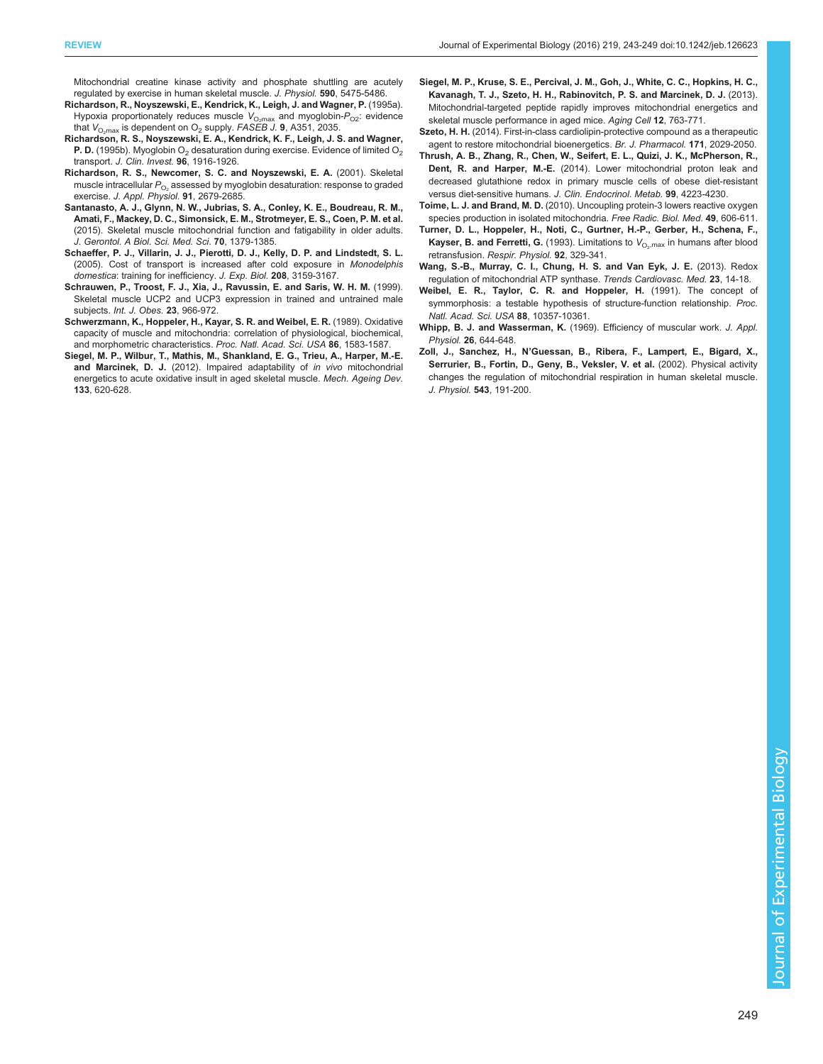Mitochondrial creatine kinase activity and phosphate shuttling are acutely regulated by exercise in human skeletal muscle. *J. Physiol.* **590**, 5475-5486.

**Richardson, R., Noyszewski, E., Kendrick, K., Leigh, J. and Wagner, P.** (1995a). Hypoxia proportionately reduces muscle $V_{O_2max}$ and myoglobin-$P_{O2}$: evidence that $V_{O_2max}$ is dependent on $O_2$ supply. *FASEB J.* **9**, A351, 2035.

**Richardson, R. S., Noyszewski, E. A., Kendrick, K. F., Leigh, J. S. and Wagner, P. D.** (1995b). Myoglobin $O_2$ desaturation during exercise. Evidence of limited $O_2$ transport. *J. Clin. Invest.* **96**, 1916-1926.

**Richardson, R. S., Newcomer, S. C. and Noyszewski, E. A.** (2001). Skeletal muscle intracellular $P_{O_2}$ assessed by myoglobin desaturation: response to graded exercise. *J. Appl. Physiol.* **91**, 2679-2685.

**Santanasto, A. J., Glynn, N. W., Jubrias, S. A., Conley, K. E., Boudreau, R. M., Amati, F., Mackey, D. C., Simonsick, E. M., Strotmeyer, E. S., Coen, P. M. et al.** (2015). Skeletal muscle mitochondrial function and fatigability in older adults. *J. Gerontol. A Biol. Sci. Med. Sci.* **70**, 1379-1385.

**Schaeffer, P. J., Villarin, J. J., Pierotti, D. J., Kelly, D. P. and Lindstedt, S. L.** (2005). Cost of transport is increased after cold exposure in *Monodelphis domestica*: training for inefficiency. *J. Exp. Biol.* **208**, 3159-3167.

**Schrauwen, P., Troost, F. J., Xia, J., Ravussin, E. and Saris, W. H. M.** (1999). Skeletal muscle UCP2 and UCP3 expression in trained and untrained male subjects. *Int. J. Obes.* **23**, 966-972.

**Schwerzmann, K., Hoppeler, H., Kayar, S. R. and Weibel, E. R.** (1989). Oxidative capacity of muscle and mitochondria: correlation of physiological, biochemical, and morphometric characteristics. *Proc. Natl. Acad. Sci. USA* **86**, 1583-1587.

**Siegel, M. P., Wilbur, T., Mathis, M., Shankland, E. G., Trieu, A., Harper, M.-E. and Marcinek, D. J.** (2012). Impaired adaptability of *in vivo* mitochondrial energetics to acute oxidative insult in aged skeletal muscle. *Mech. Ageing Dev.* **133**, 620-628.

**Siegel, M. P., Kruse, S. E., Percival, J. M., Goh, J., White, C. C., Hopkins, H. C., Kavanagh, T. J., Szeto, H. H., Rabinovitch, P. S. and Marcinek, D. J.** (2013). Mitochondrial-targeted peptide rapidly improves mitochondrial energetics and skeletal muscle performance in aged mice. *Aging Cell* **12**, 763-771.

**Szeto, H. H.** (2014). First-in-class cardiolipin-protective compound as a therapeutic agent to restore mitochondrial bioenergetics. *Br. J. Pharmacol.* **171**, 2029-2050.

**Thrush, A. B., Zhang, R., Chen, W., Seifert, E. L., Quizi, J. K., McPherson, R., Dent, R. and Harper, M.-E.** (2014). Lower mitochondrial proton leak and decreased glutathione redox in primary muscle cells of obese diet-resistant versus diet-sensitive humans. *J. Clin. Endocrinol. Metab.* **99**, 4223-4230.

**Toime, L. J. and Brand, M. D.** (2010). Uncoupling protein-3 lowers reactive oxygen species production in isolated mitochondria. *Free Radic. Biol. Med.* **49**, 606-611.

**Turner, D. L., Hoppeler, H., Noti, C., Gurtner, H.-P., Gerber, H., Schena, F., Kayser, B. and Ferretti, G.** (1993). Limitations to $V_{O_2,max}$ in humans after blood retransfusion. *Respir. Physiol.* **92**, 329-341.

**Wang, S.-B., Murray, C. I., Chung, H. S. and Van Eyk, J. E.** (2013). Redox regulation of mitochondrial ATP synthase. *Trends Cardiovasc. Med.* **23**, 14-18.

**Weibel, E. R., Taylor, C. R. and Hoppeler, H.** (1991). The concept of symmorphosis: a testable hypothesis of structure-function relationship. *Proc. Natl. Acad. Sci. USA* **88**, 10357-10361.

**Whipp, B. J. and Wasserman, K.** (1969). Efficiency of muscular work. *J. Appl. Physiol.* **26**, 644-648.

**Zoll, J., Sanchez, H., N'Guessan, B., Ribera, F., Lampert, E., Bigard, X., Serrurier, B., Fortin, D., Geny, B., Veksler, V. et al.** (2002). Physical activity changes the regulation of mitochondrial respiration in human skeletal muscle. *J. Physiol.* **543**, 191-200.